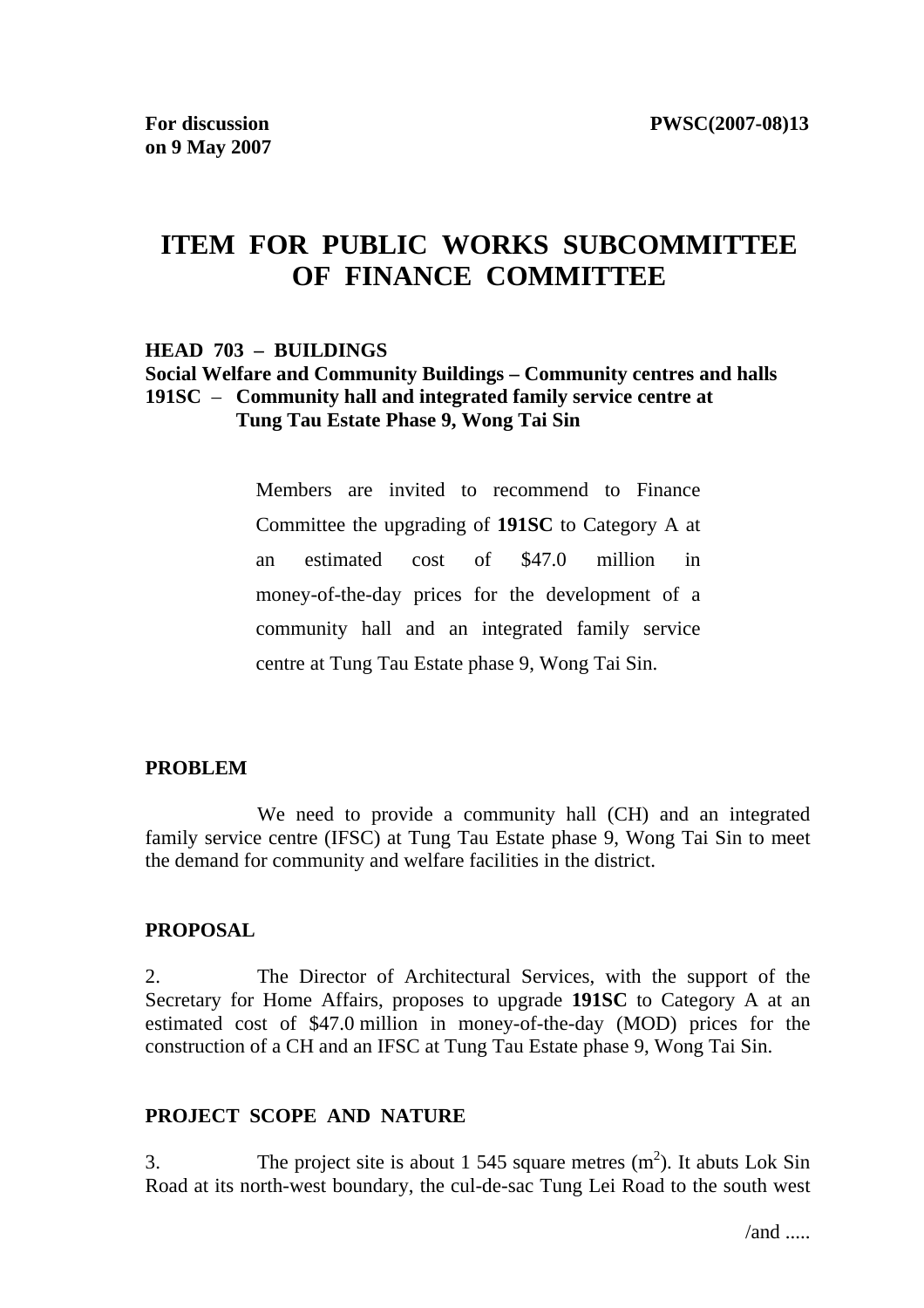**For discussion on 9 May 2007**

**PWSC(2007-08)13**

# ITEM FOR PUBLIC WORKS SUBCOMMITTEE OF FINANCE COMMITTEE

**HEAD 703 – BUILDINGS**
**Social Welfare and Community Buildings – Community centres and halls**
**191SC – Community hall and integrated family service centre at Tung Tau Estate Phase 9, Wong Tai Sin**

> Members are invited to recommend to Finance Committee the upgrading of **191SC** to Category A at an estimated cost of $47.0 million in money-of-the-day prices for the development of a community hall and an integrated family service centre at Tung Tau Estate phase 9, Wong Tai Sin.

## PROBLEM

We need to provide a community hall (CH) and an integrated family service centre (IFSC) at Tung Tau Estate phase 9, Wong Tai Sin to meet the demand for community and welfare facilities in the district.

## PROPOSAL

2. The Director of Architectural Services, with the support of the Secretary for Home Affairs, proposes to upgrade **191SC** to Category A at an estimated cost of $47.0 million in money-of-the-day (MOD) prices for the construction of a CH and an IFSC at Tung Tau Estate phase 9, Wong Tai Sin.

## PROJECT SCOPE AND NATURE

3. The project site is about 1 545 square metres ($m^2$). It abuts Lok Sin Road at its north-west boundary, the cul-de-sac Tung Lei Road to the south west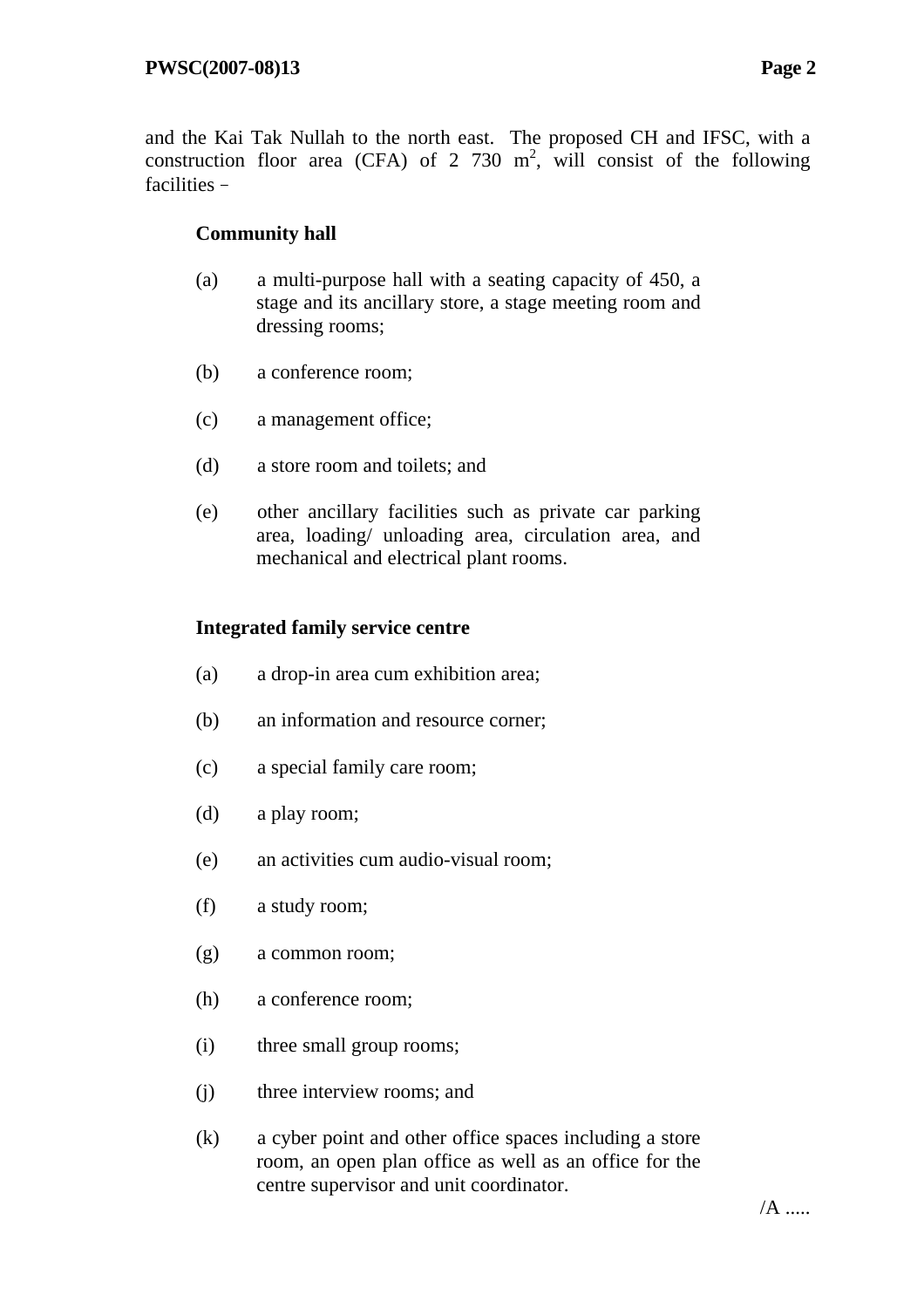and the Kai Tak Nullah to the north east. The proposed CH and IFSC, with a construction floor area (CFA) of 2 730 $m^2$, will consist of the following facilities –

**Community hall**

(a) a multi-purpose hall with a seating capacity of 450, a stage and its ancillary store, a stage meeting room and dressing rooms;

(b) a conference room;

(c) a management office;

(d) a store room and toilets; and

(e) other ancillary facilities such as private car parking area, loading/ unloading area, circulation area, and mechanical and electrical plant rooms.

**Integrated family service centre**

(a) a drop-in area cum exhibition area;

(b) an information and resource corner;

(c) a special family care room;

(d) a play room;

(e) an activities cum audio-visual room;

(f) a study room;

(g) a common room;

(h) a conference room;

(i) three small group rooms;

(j) three interview rooms; and

(k) a cyber point and other office spaces including a store room, an open plan office as well as an office for the centre supervisor and unit coordinator.

/A .....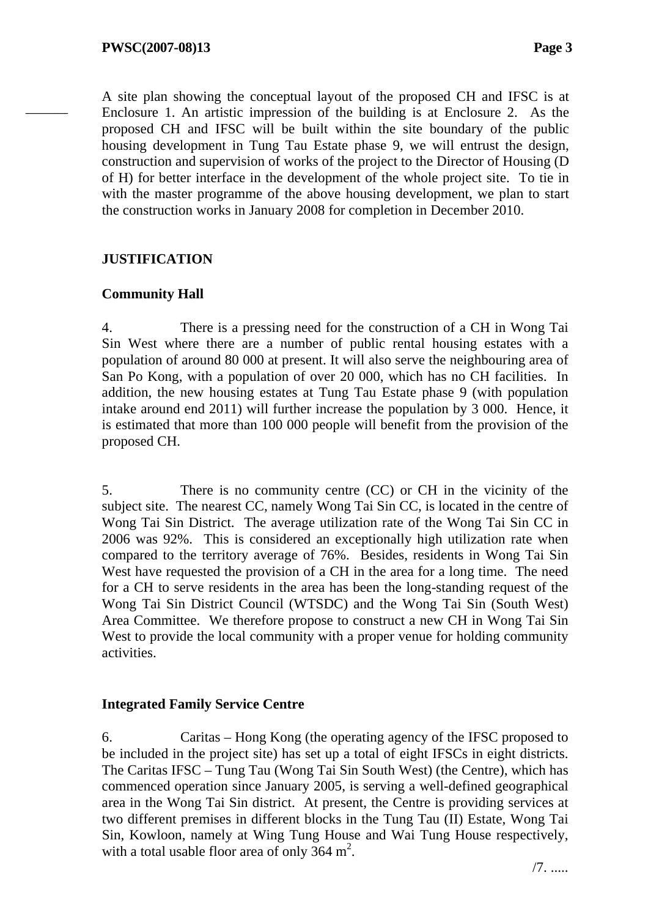A site plan showing the conceptual layout of the proposed CH and IFSC is at Enclosure 1. An artistic impression of the building is at Enclosure 2. As the proposed CH and IFSC will be built within the site boundary of the public housing development in Tung Tau Estate phase 9, we will entrust the design, construction and supervision of works of the project to the Director of Housing (D of H) for better interface in the development of the whole project site. To tie in with the master programme of the above housing development, we plan to start the construction works in January 2008 for completion in December 2010.

## JUSTIFICATION

### Community Hall

4. There is a pressing need for the construction of a CH in Wong Tai Sin West where there are a number of public rental housing estates with a population of around 80 000 at present. It will also serve the neighbouring area of San Po Kong, with a population of over 20 000, which has no CH facilities. In addition, the new housing estates at Tung Tau Estate phase 9 (with population intake around end 2011) will further increase the population by 3 000. Hence, it is estimated that more than 100 000 people will benefit from the provision of the proposed CH.

5. There is no community centre (CC) or CH in the vicinity of the subject site. The nearest CC, namely Wong Tai Sin CC, is located in the centre of Wong Tai Sin District. The average utilization rate of the Wong Tai Sin CC in 2006 was 92%. This is considered an exceptionally high utilization rate when compared to the territory average of 76%. Besides, residents in Wong Tai Sin West have requested the provision of a CH in the area for a long time. The need for a CH to serve residents in the area has been the long-standing request of the Wong Tai Sin District Council (WTSDC) and the Wong Tai Sin (South West) Area Committee. We therefore propose to construct a new CH in Wong Tai Sin West to provide the local community with a proper venue for holding community activities.

### Integrated Family Service Centre

6. Caritas – Hong Kong (the operating agency of the IFSC proposed to be included in the project site) has set up a total of eight IFSCs in eight districts. The Caritas IFSC – Tung Tau (Wong Tai Sin South West) (the Centre), which has commenced operation since January 2005, is serving a well-defined geographical area in the Wong Tai Sin district. At present, the Centre is providing services at two different premises in different blocks in the Tung Tau (II) Estate, Wong Tai Sin, Kowloon, namely at Wing Tung House and Wai Tung House respectively, with a total usable floor area of only 364 $m^2$.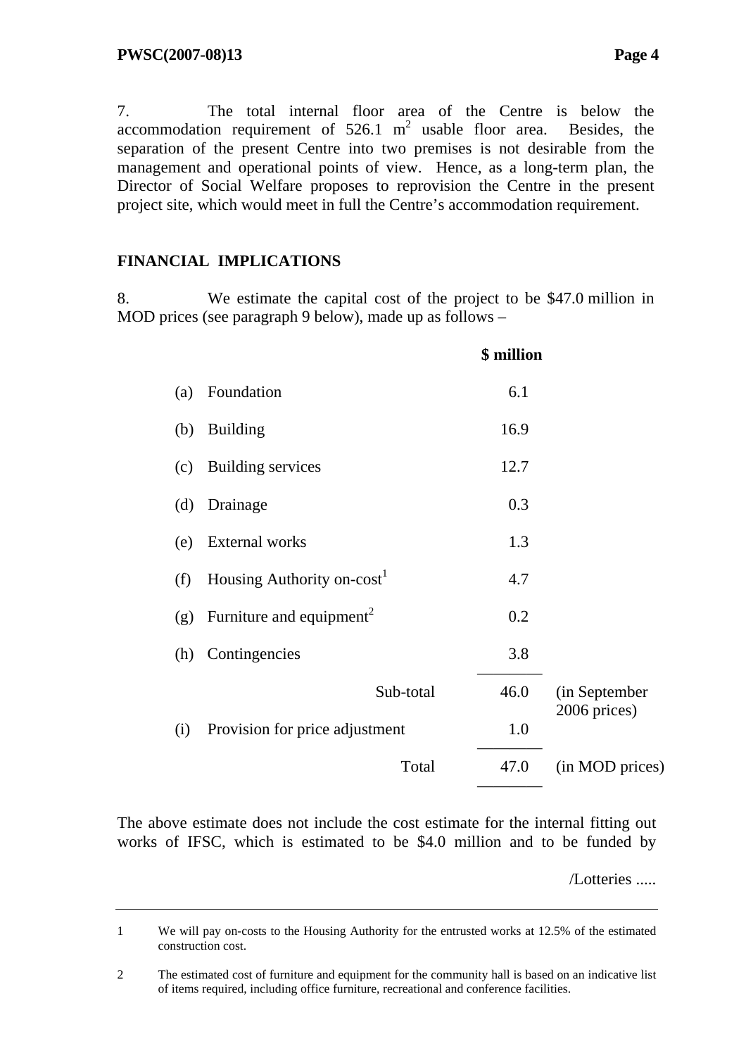7. The total internal floor area of the Centre is below the accommodation requirement of 526.1 $m^2$ usable floor area. Besides, the separation of the present Centre into two premises is not desirable from the management and operational points of view. Hence, as a long-term plan, the Director of Social Welfare proposes to reprovision the Centre in the present project site, which would meet in full the Centre's accommodation requirement.

## FINANCIAL IMPLICATIONS

8. We estimate the capital cost of the project to be $47.0 million in MOD prices (see paragraph 9 below), made up as follows –

| | | $ million | |
|---|---|---|---|
| (a) | Foundation | 6.1 | |
| (b) | Building | 16.9 | |
| (c) | Building services | 12.7 | |
| (d) | Drainage | 0.3 | |
| (e) | External works | 1.3 | |
| (f) | Housing Authority on-cost[1] | 4.7 | |
| (g) | Furniture and equipment[2] | 0.2 | |
| (h) | Contingencies | 3.8 | |
| | Sub-total | 46.0 | (in September 2006 prices) |
| (i) | Provision for price adjustment | 1.0 | |
| | Total | 47.0 | (in MOD prices) |

The above estimate does not include the cost estimate for the internal fitting out works of IFSC, which is estimated to be $4.0 million and to be funded by

---

1 We will pay on-costs to the Housing Authority for the entrusted works at 12.5% of the estimated construction cost.

2 The estimated cost of furniture and equipment for the community hall is based on an indicative list of items required, including office furniture, recreational and conference facilities.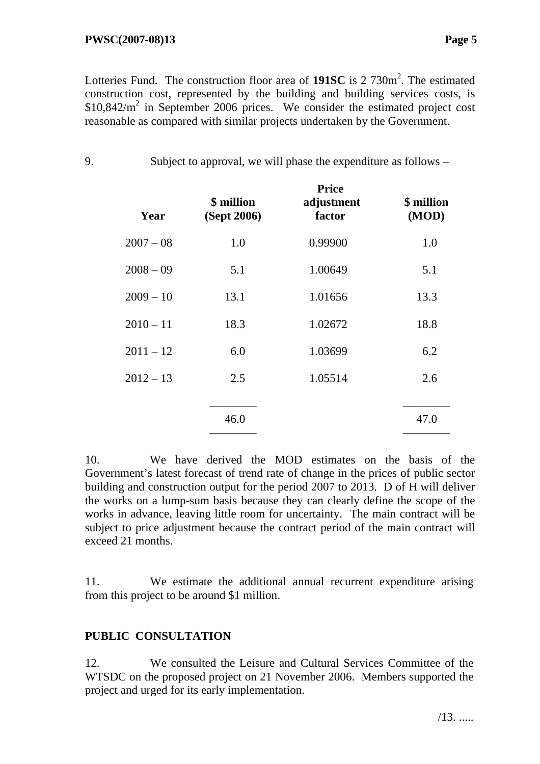Lotteries Fund. The construction floor area of **191SC** is 2 730m$^2$. The estimated construction cost, represented by the building and building services costs, is \$10,842/m$^2$ in September 2006 prices. We consider the estimated project cost reasonable as compared with similar projects undertaken by the Government.

9. Subject to approval, we will phase the expenditure as follows –

| Year | \$ million (Sept 2006) | Price adjustment factor | \$ million (MOD) |
|---|---|---|---|
| 2007 – 08 | 1.0 | 0.99900 | 1.0 |
| 2008 – 09 | 5.1 | 1.00649 | 5.1 |
| 2009 – 10 | 13.1 | 1.01656 | 13.3 |
| 2010 – 11 | 18.3 | 1.02672 | 18.8 |
| 2011 – 12 | 6.0 | 1.03699 | 6.2 |
| 2012 – 13 | 2.5 | 1.05514 | 2.6 |
| | 46.0 | | 47.0 |

10. We have derived the MOD estimates on the basis of the Government's latest forecast of trend rate of change in the prices of public sector building and construction output for the period 2007 to 2013. D of H will deliver the works on a lump-sum basis because they can clearly define the scope of the works in advance, leaving little room for uncertainty. The main contract will be subject to price adjustment because the contract period of the main contract will exceed 21 months.

11. We estimate the additional annual recurrent expenditure arising from this project to be around \$1 million.

## PUBLIC CONSULTATION

12. We consulted the Leisure and Cultural Services Committee of the WTSDC on the proposed project on 21 November 2006. Members supported the project and urged for its early implementation.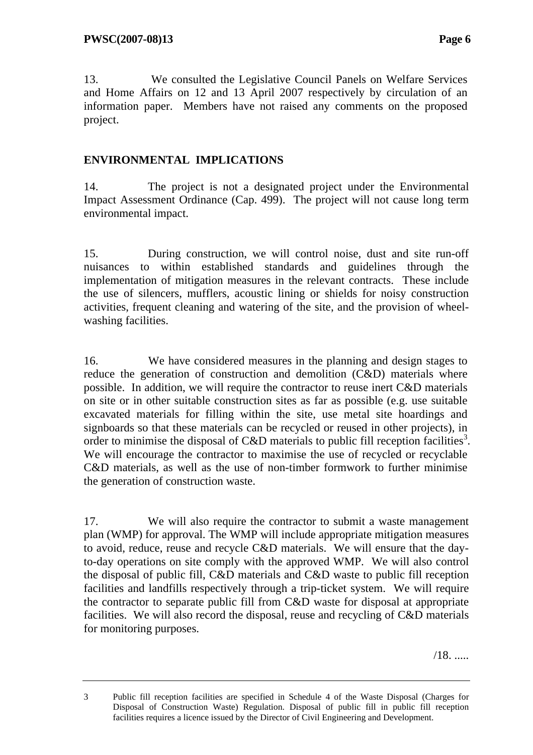13. We consulted the Legislative Council Panels on Welfare Services and Home Affairs on 12 and 13 April 2007 respectively by circulation of an information paper. Members have not raised any comments on the proposed project.

## ENVIRONMENTAL IMPLICATIONS

14. The project is not a designated project under the Environmental Impact Assessment Ordinance (Cap. 499). The project will not cause long term environmental impact.

15. During construction, we will control noise, dust and site run-off nuisances to within established standards and guidelines through the implementation of mitigation measures in the relevant contracts. These include the use of silencers, mufflers, acoustic lining or shields for noisy construction activities, frequent cleaning and watering of the site, and the provision of wheel-washing facilities.

16. We have considered measures in the planning and design stages to reduce the generation of construction and demolition (C&D) materials where possible. In addition, we will require the contractor to reuse inert C&D materials on site or in other suitable construction sites as far as possible (e.g. use suitable excavated materials for filling within the site, use metal site hoardings and signboards so that these materials can be recycled or reused in other projects), in order to minimise the disposal of C&D materials to public fill reception facilities[3]. We will encourage the contractor to maximise the use of recycled or recyclable C&D materials, as well as the use of non-timber formwork to further minimise the generation of construction waste.

17. We will also require the contractor to submit a waste management plan (WMP) for approval. The WMP will include appropriate mitigation measures to avoid, reduce, reuse and recycle C&D materials. We will ensure that the day-to-day operations on site comply with the approved WMP. We will also control the disposal of public fill, C&D materials and C&D waste to public fill reception facilities and landfills respectively through a trip-ticket system. We will require the contractor to separate public fill from C&D waste for disposal at appropriate facilities. We will also record the disposal, reuse and recycling of C&D materials for monitoring purposes.

/18. .....

---

3 Public fill reception facilities are specified in Schedule 4 of the Waste Disposal (Charges for Disposal of Construction Waste) Regulation. Disposal of public fill in public fill reception facilities requires a licence issued by the Director of Civil Engineering and Development.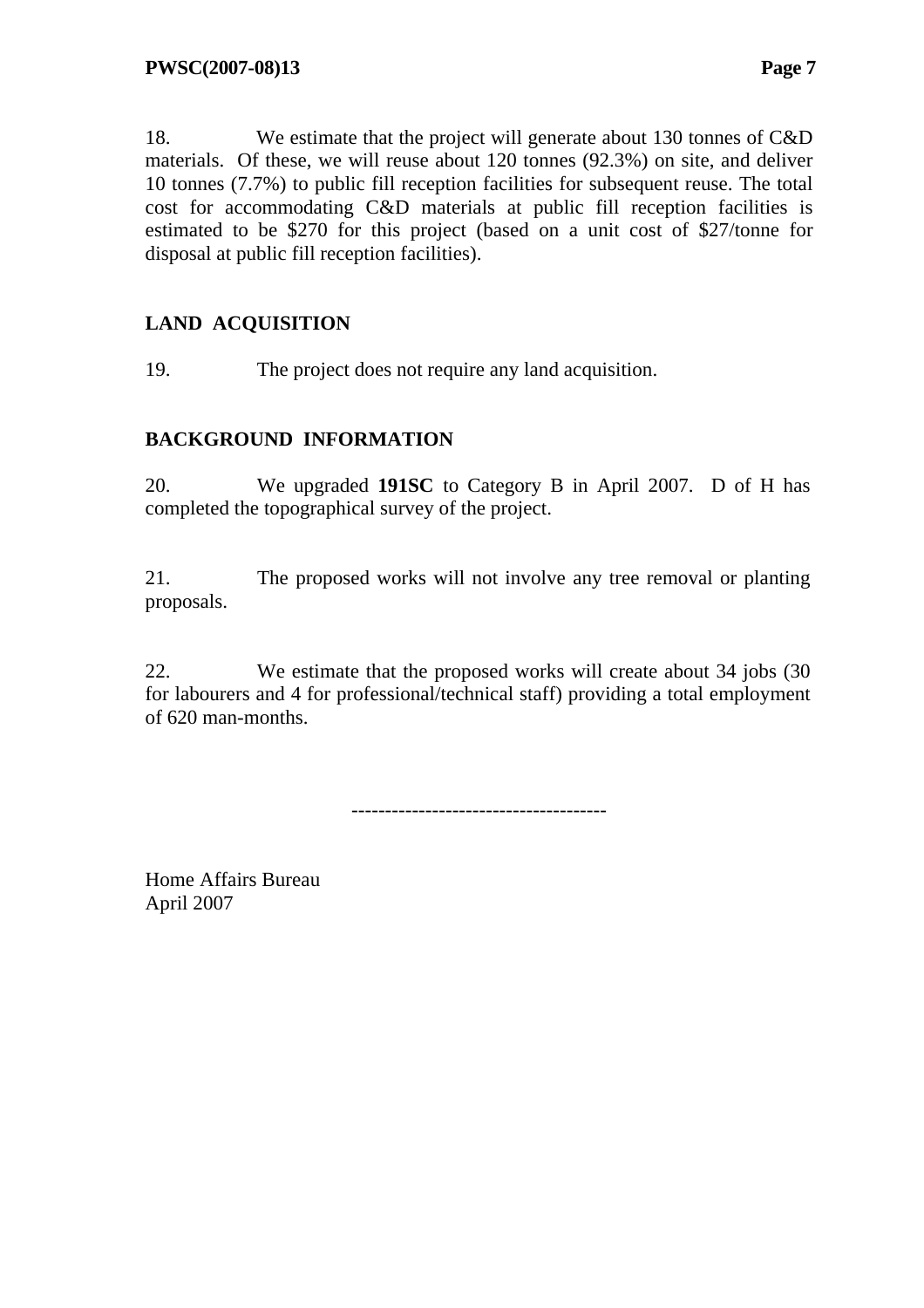18. We estimate that the project will generate about 130 tonnes of C&D materials. Of these, we will reuse about 120 tonnes (92.3%) on site, and deliver 10 tonnes (7.7%) to public fill reception facilities for subsequent reuse. The total cost for accommodating C&D materials at public fill reception facilities is estimated to be $270 for this project (based on a unit cost of $27/tonne for disposal at public fill reception facilities).

## LAND ACQUISITION

19. The project does not require any land acquisition.

## BACKGROUND INFORMATION

20. We upgraded **191SC** to Category B in April 2007. D of H has completed the topographical survey of the project.

21. The proposed works will not involve any tree removal or planting proposals.

22. We estimate that the proposed works will create about 34 jobs (30 for labourers and 4 for professional/technical staff) providing a total employment of 620 man-months.

-------------------------------------

Home Affairs Bureau
April 2007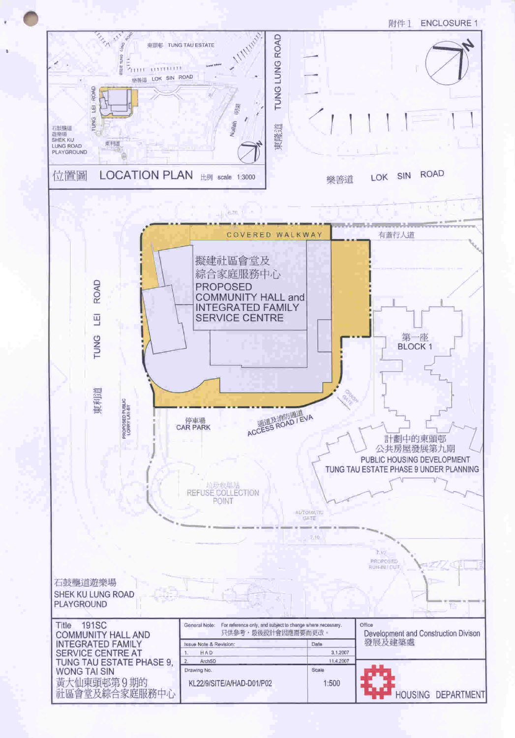附件 1 ENCLOSURE 1

位置圖 LOCATION PLAN 比例 scale 1:3000

東頭邨 TUNG TAU ESTATE

樂善道 LOK SIN ROAD

TUNG LEI ROAD

石鼓壟道遊樂場 SHEK KU LUNG ROAD PLAYGROUND

東利道

明渠 Nullah

TUNG LUNG ROAD 東隆道

樂善道 LOK SIN ROAD

COVERED WALKWAY

有蓋行人道

擬建社區會堂及綜合家庭服務中心
PROPOSED COMMUNITY HALL and INTEGRATED FAMILY SERVICE CENTRE

TUNG LEI ROAD 東利道

PROPOSED PUBLIC LORRY LAY-BY

第一座 BLOCK 1

停車場 CAR PARK

通道及消防通道 ACCESS ROAD / EVA

計劃中的東頭邨公共房屋發展第九期
PUBLIC HOUSING DEVELOPMENT TUNG TAU ESTATE PHASE 9 UNDER PLANNING

垃圾收集站 REFUSE COLLECTION POINT

AUTOMATIC GATE

PROPOSED RUN-IN / OUT

石鼓壟道遊樂場 SHEK KU LUNG ROAD PLAYGROUND

| Title 191SC COMMUNITY HALL AND INTEGRATED FAMILY SERVICE CENTRE AT TUNG TAU ESTATE PHASE 9, WONG TAI SIN 黃大仙東頭邨第9期的社區會堂及綜合家庭服務中心 | General Note: For reference only, and subject to change where necessary. 只供參考，最後設計會因應需要而更改。 | | Office Development and Construction Divison 發展及建築處 |
|---|---|---|---|
| | Issue Note & Revision: | Date | |
| | 1. HAD | 3.1.2007 | |
| | 2. ArchSD | 11.4.2007 | |
| | Drawing No. KL22/9/SITE/A/HAD-D01/P02 | Scale 1:500 | HOUSING DEPARTMENT |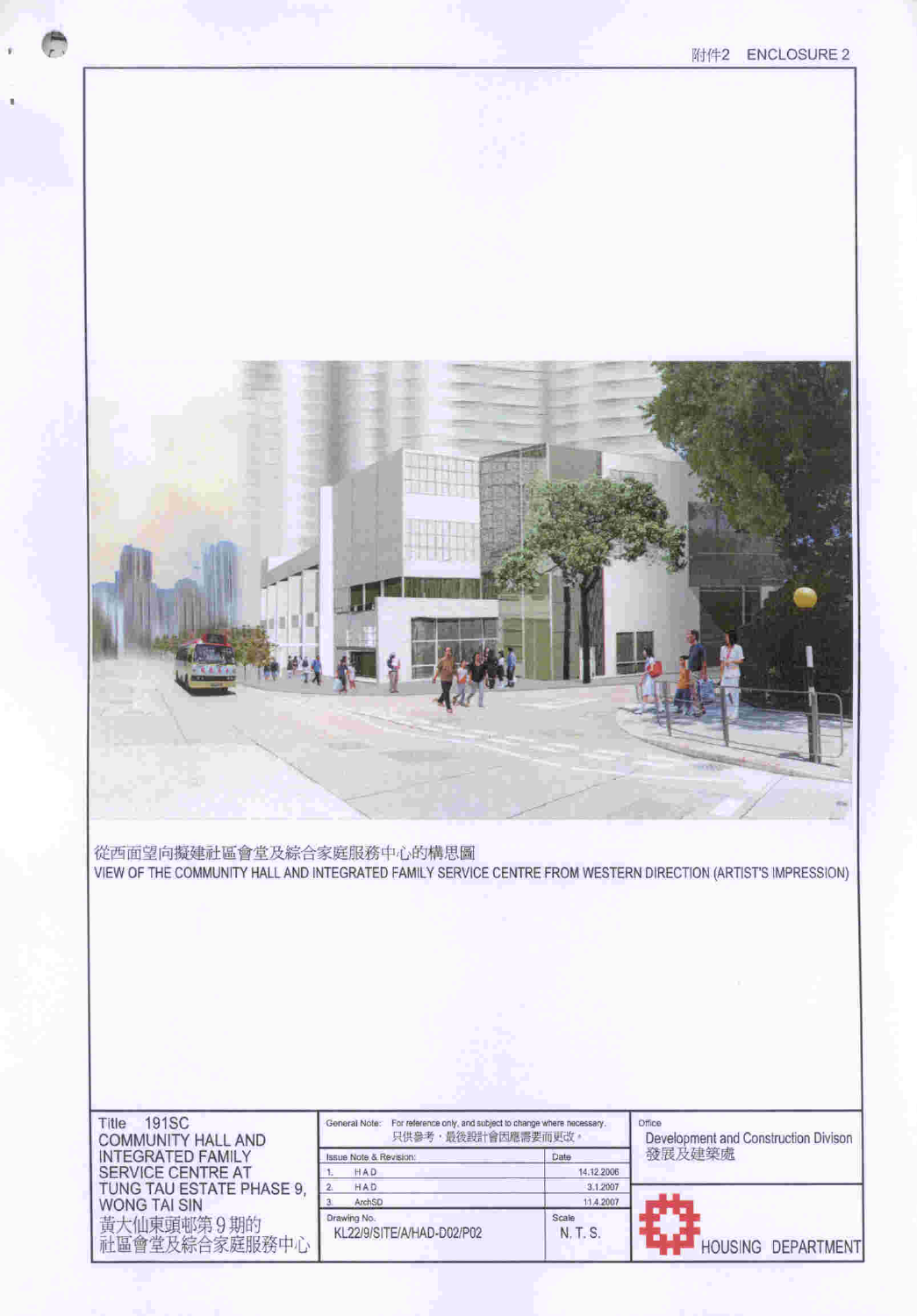附件2 ENCLOSURE 2

從西面望向擬建社區會堂及綜合家庭服務中心的構思圖

VIEW OF THE COMMUNITY HALL AND INTEGRATED FAMILY SERVICE CENTRE FROM WESTERN DIRECTION (ARTIST'S IMPRESSION)

| | | | |
|---|---|---|---|
| Title 191SC COMMUNITY HALL AND INTEGRATED FAMILY SERVICE CENTRE AT TUNG TAU ESTATE PHASE 9, WONG TAI SIN 黃大仙東頭邨第9期的社區會堂及綜合家庭服務中心 | General Note: For reference only, and subject to change where necessary. 只供參考，最後設計會因應需要而更改。 | | Office Development and Construction Divison 發展及建築處 |
| | Issue Note & Revision: | Date | |
| | 1. HAD | 14.12.2006 | |
| | 2. HAD | 3.1.2007 | |
| | 3. ArchSD | 11.4.2007 | |
| | Drawing No. KL22/9/SITE/A/HAD-D02/P02 | Scale N. T. S. | HOUSING DEPARTMENT |